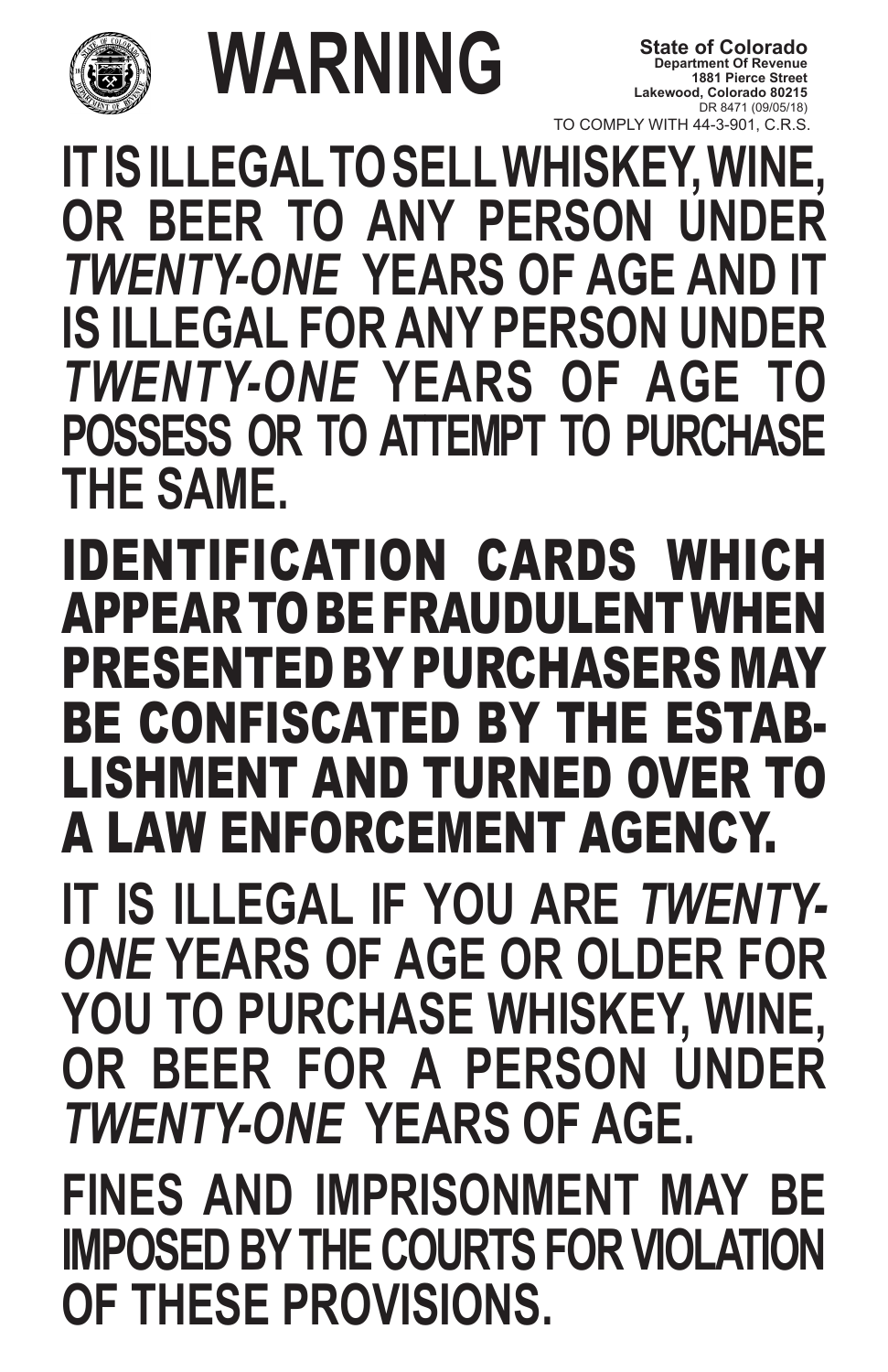# WARNING

**State of Colorado**
**Department Of Revenue**
**1881 Pierce Street**
**Lakewood, Colorado 80215**
DR 8471 (09/05/18)
TO COMPLY WITH 44-3-901, C.R.S.

**IT IS ILLEGAL TO SELL WHISKEY, WINE, OR BEER TO ANY PERSON UNDER *TWENTY-ONE* YEARS OF AGE AND IT IS ILLEGAL FOR ANY PERSON UNDER *TWENTY-ONE* YEARS OF AGE TO POSSESS OR TO ATTEMPT TO PURCHASE THE SAME.**

**IDENTIFICATION CARDS WHICH APPEAR TO BE FRAUDULENT WHEN PRESENTED BY PURCHASERS MAY BE CONFISCATED BY THE ESTABLISHMENT AND TURNED OVER TO A LAW ENFORCEMENT AGENCY.**

**IT IS ILLEGAL IF YOU ARE *TWENTY-ONE* YEARS OF AGE OR OLDER FOR YOU TO PURCHASE WHISKEY, WINE, OR BEER FOR A PERSON UNDER *TWENTY-ONE* YEARS OF AGE.**

**FINES AND IMPRISONMENT MAY BE IMPOSED BY THE COURTS FOR VIOLATION OF THESE PROVISIONS.**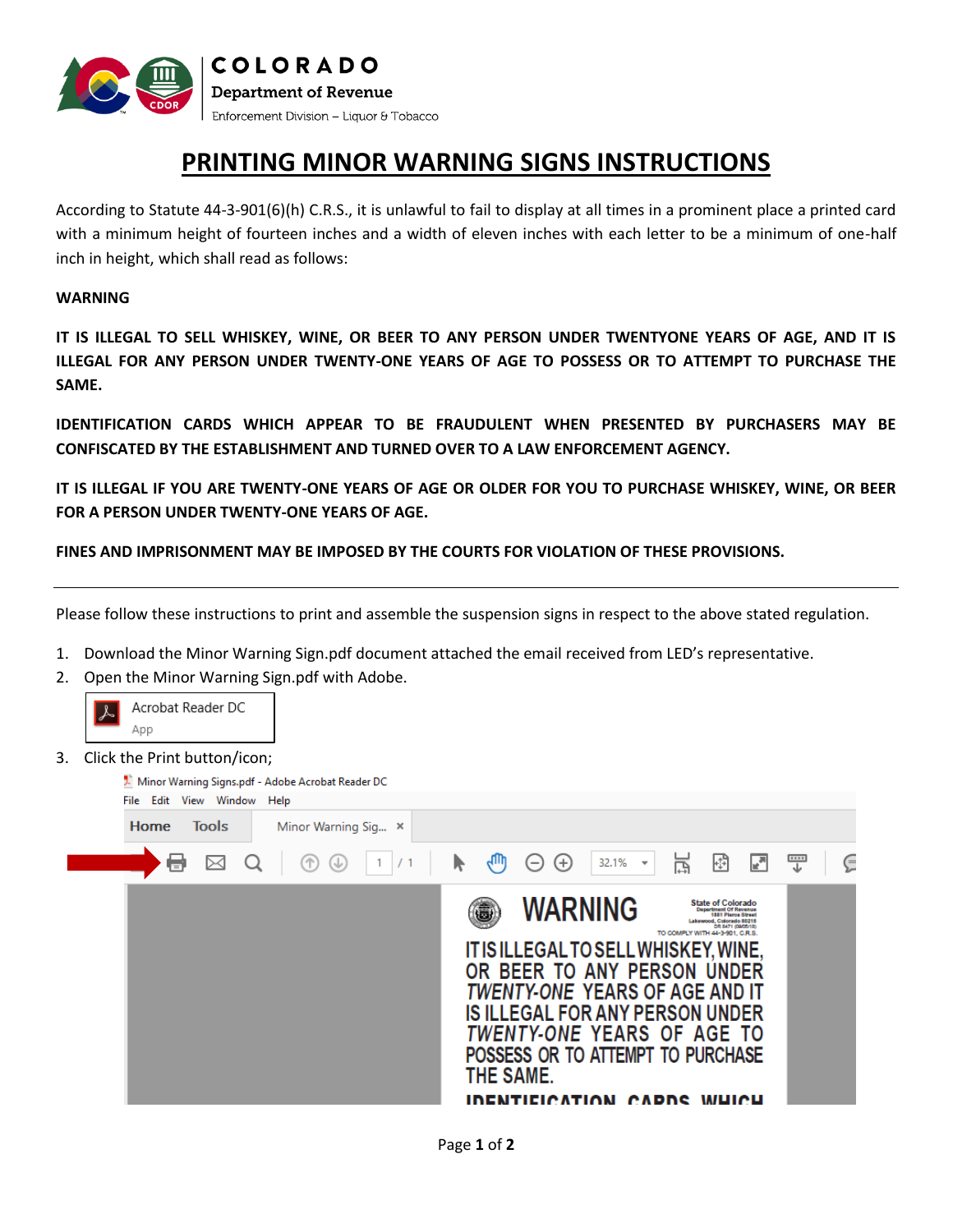**COLORADO**
**Department of Revenue**
Enforcement Division – Liquor & Tobacco

# PRINTING MINOR WARNING SIGNS INSTRUCTIONS

According to Statute 44-3-901(6)(h) C.R.S., it is unlawful to fail to display at all times in a prominent place a printed card with a minimum height of fourteen inches and a width of eleven inches with each letter to be a minimum of one-half inch in height, which shall read as follows:

**WARNING**

**IT IS ILLEGAL TO SELL WHISKEY, WINE, OR BEER TO ANY PERSON UNDER TWENTYONE YEARS OF AGE, AND IT IS ILLEGAL FOR ANY PERSON UNDER TWENTY-ONE YEARS OF AGE TO POSSESS OR TO ATTEMPT TO PURCHASE THE SAME.**

**IDENTIFICATION CARDS WHICH APPEAR TO BE FRAUDULENT WHEN PRESENTED BY PURCHASERS MAY BE CONFISCATED BY THE ESTABLISHMENT AND TURNED OVER TO A LAW ENFORCEMENT AGENCY.**

**IT IS ILLEGAL IF YOU ARE TWENTY-ONE YEARS OF AGE OR OLDER FOR YOU TO PURCHASE WHISKEY, WINE, OR BEER FOR A PERSON UNDER TWENTY-ONE YEARS OF AGE.**

**FINES AND IMPRISONMENT MAY BE IMPOSED BY THE COURTS FOR VIOLATION OF THESE PROVISIONS.**

---

Please follow these instructions to print and assemble the suspension signs in respect to the above stated regulation.

1. Download the Minor Warning Sign.pdf document attached the email received from LED's representative.
2. Open the Minor Warning Sign.pdf with Adobe.

   Acrobat Reader DC
   App

3. Click the Print button/icon;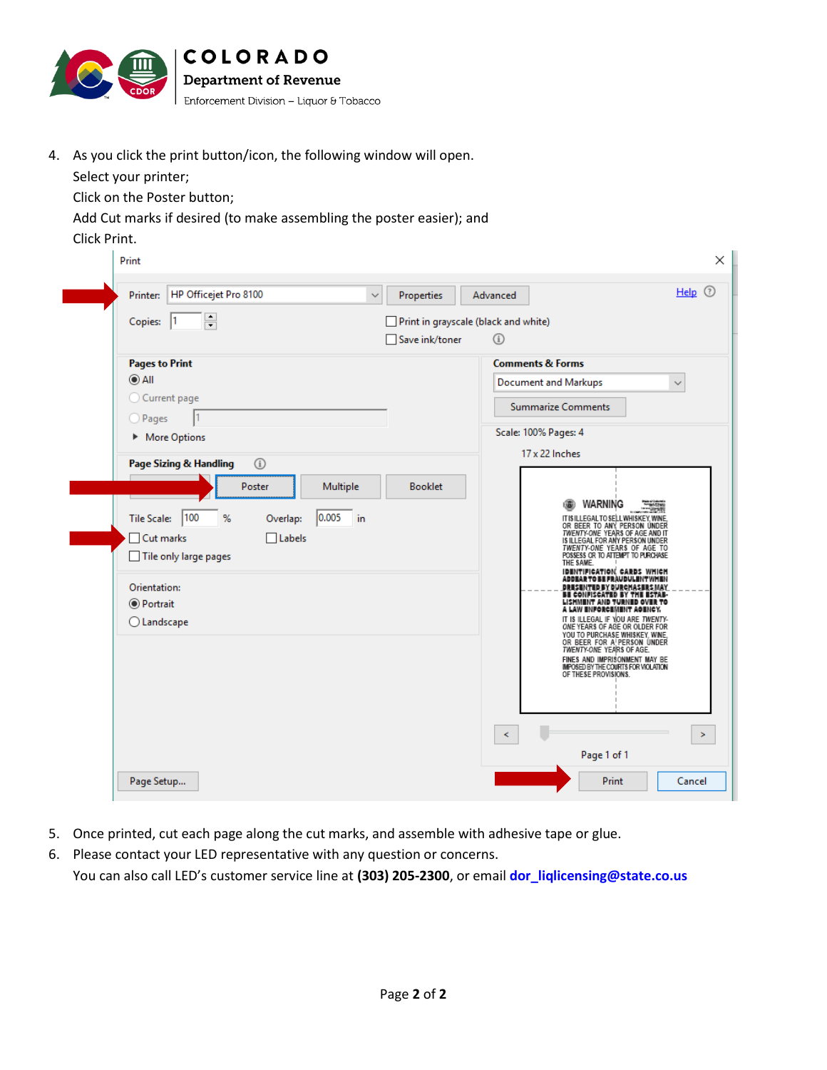**COLORADO**
**Department of Revenue**
Enforcement Division – Liquor & Tobacco

4. As you click the print button/icon, the following window will open.
   Select your printer;
   Click on the Poster button;
   Add Cut marks if desired (to make assembling the poster easier); and
   Click Print.

5. Once printed, cut each page along the cut marks, and assemble with adhesive tape or glue.
6. Please contact your LED representative with any question or concerns.
   You can also call LED's customer service line at **(303) 205-2300**, or email **dor_liqlicensing@state.co.us**